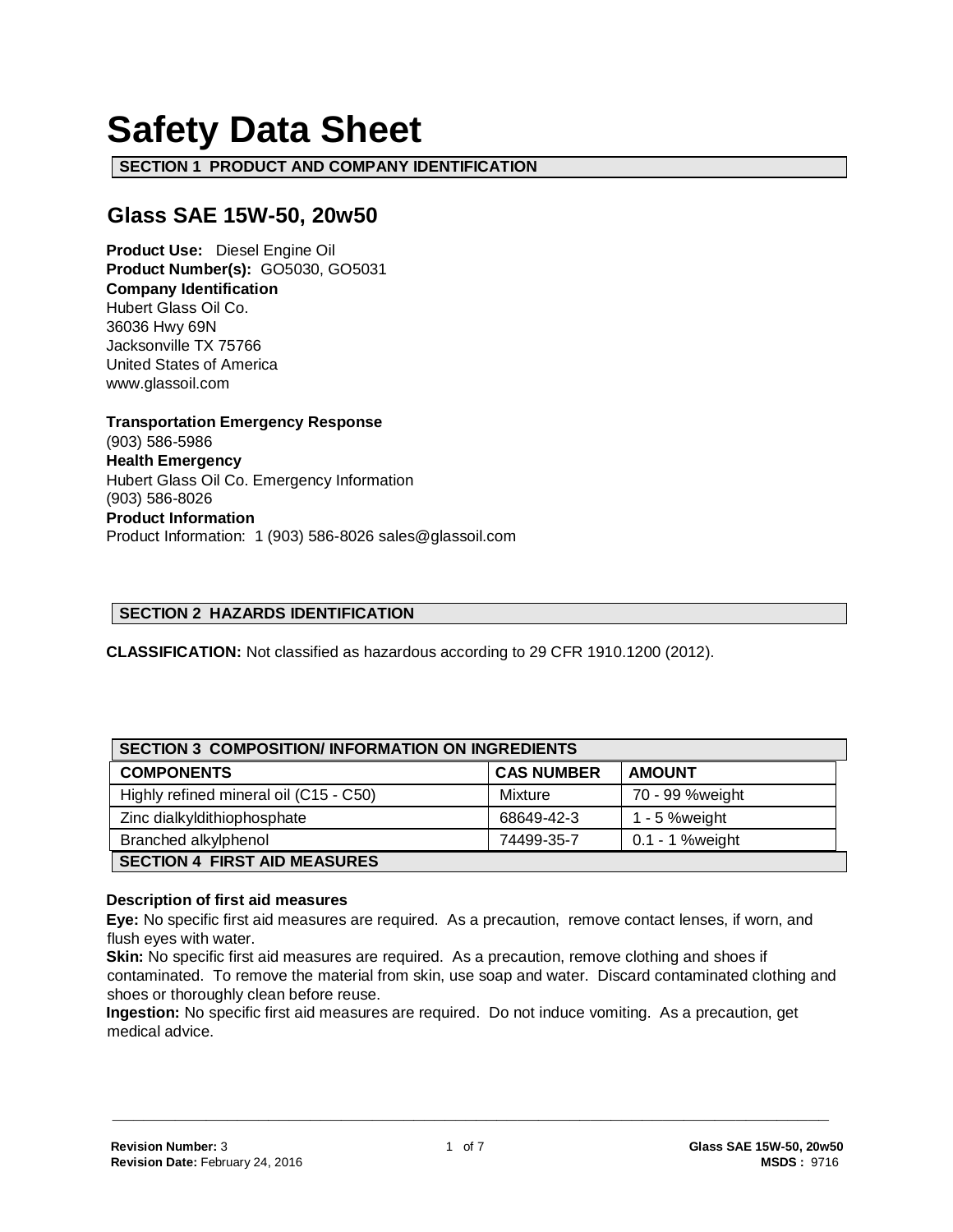# Safety Data Sheet

## SECTION 1 PRODUCT AND COMPANY IDENTIFICATION

### Glass SAE 15W-50, 20w50

**Product Use:** Diesel Engine Oil
**Product Number(s):** GO5030, GO5031
**Company Identification**
Hubert Glass Oil Co.
36036 Hwy 69N
Jacksonville TX 75766
United States of America
www.glassoil.com

**Transportation Emergency Response**
(903) 586-5986
**Health Emergency**
Hubert Glass Oil Co. Emergency Information
(903) 586-8026
**Product Information**
Product Information: 1 (903) 586-8026 sales@glassoil.com

## SECTION 2 HAZARDS IDENTIFICATION

**CLASSIFICATION:** Not classified as hazardous according to 29 CFR 1910.1200 (2012).

## SECTION 3 COMPOSITION/ INFORMATION ON INGREDIENTS

| COMPONENTS | CAS NUMBER | AMOUNT |
| --- | --- | --- |
| Highly refined mineral oil (C15 - C50) | Mixture | 70 - 99 %weight |
| Zinc dialkyldithiophosphate | 68649-42-3 | 1 - 5 %weight |
| Branched alkylphenol | 74499-35-7 | 0.1 - 1 %weight |

## SECTION 4 FIRST AID MEASURES

**Description of first aid measures**

**Eye:** No specific first aid measures are required. As a precaution, remove contact lenses, if worn, and flush eyes with water.

**Skin:** No specific first aid measures are required. As a precaution, remove clothing and shoes if contaminated. To remove the material from skin, use soap and water. Discard contaminated clothing and shoes or thoroughly clean before reuse.

**Ingestion:** No specific first aid measures are required. Do not induce vomiting. As a precaution, get medical advice.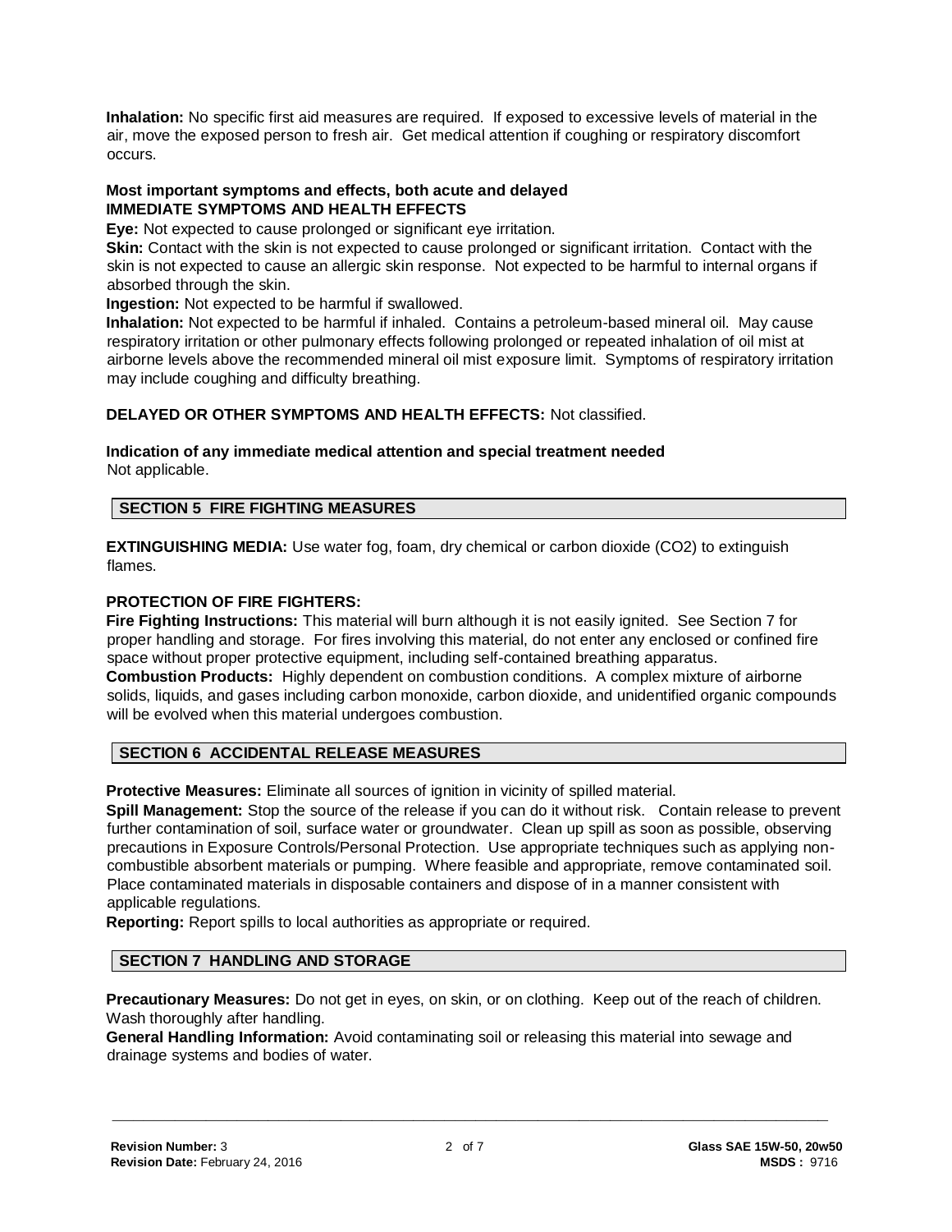**Inhalation:** No specific first aid measures are required. If exposed to excessive levels of material in the air, move the exposed person to fresh air. Get medical attention if coughing or respiratory discomfort occurs.

**Most important symptoms and effects, both acute and delayed**
**IMMEDIATE SYMPTOMS AND HEALTH EFFECTS**

**Eye:** Not expected to cause prolonged or significant eye irritation.

**Skin:** Contact with the skin is not expected to cause prolonged or significant irritation. Contact with the skin is not expected to cause an allergic skin response. Not expected to be harmful to internal organs if absorbed through the skin.

**Ingestion:** Not expected to be harmful if swallowed.

**Inhalation:** Not expected to be harmful if inhaled. Contains a petroleum-based mineral oil. May cause respiratory irritation or other pulmonary effects following prolonged or repeated inhalation of oil mist at airborne levels above the recommended mineral oil mist exposure limit. Symptoms of respiratory irritation may include coughing and difficulty breathing.

**DELAYED OR OTHER SYMPTOMS AND HEALTH EFFECTS:** Not classified.

**Indication of any immediate medical attention and special treatment needed**
Not applicable.

## SECTION 5 FIRE FIGHTING MEASURES

**EXTINGUISHING MEDIA:** Use water fog, foam, dry chemical or carbon dioxide ($CO_2$) to extinguish flames.

**PROTECTION OF FIRE FIGHTERS:**

**Fire Fighting Instructions:** This material will burn although it is not easily ignited. See Section 7 for proper handling and storage. For fires involving this material, do not enter any enclosed or confined fire space without proper protective equipment, including self-contained breathing apparatus.

**Combustion Products:** Highly dependent on combustion conditions. A complex mixture of airborne solids, liquids, and gases including carbon monoxide, carbon dioxide, and unidentified organic compounds will be evolved when this material undergoes combustion.

## SECTION 6 ACCIDENTAL RELEASE MEASURES

**Protective Measures:** Eliminate all sources of ignition in vicinity of spilled material.

**Spill Management:** Stop the source of the release if you can do it without risk. Contain release to prevent further contamination of soil, surface water or groundwater. Clean up spill as soon as possible, observing precautions in Exposure Controls/Personal Protection. Use appropriate techniques such as applying non-combustible absorbent materials or pumping. Where feasible and appropriate, remove contaminated soil. Place contaminated materials in disposable containers and dispose of in a manner consistent with applicable regulations.

**Reporting:** Report spills to local authorities as appropriate or required.

## SECTION 7 HANDLING AND STORAGE

**Precautionary Measures:** Do not get in eyes, on skin, or on clothing. Keep out of the reach of children. Wash thoroughly after handling.

**General Handling Information:** Avoid contaminating soil or releasing this material into sewage and drainage systems and bodies of water.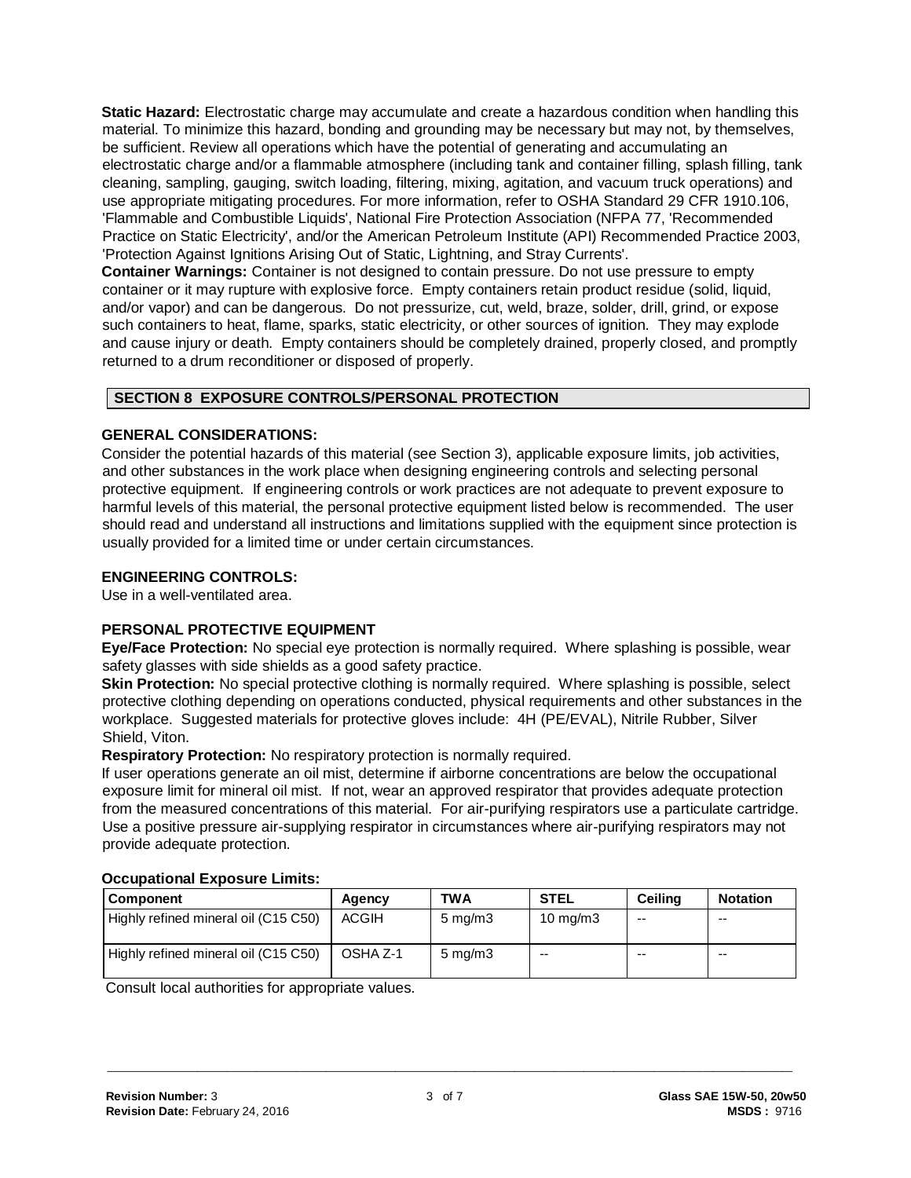**Static Hazard:** Electrostatic charge may accumulate and create a hazardous condition when handling this material. To minimize this hazard, bonding and grounding may be necessary but may not, by themselves, be sufficient. Review all operations which have the potential of generating and accumulating an electrostatic charge and/or a flammable atmosphere (including tank and container filling, splash filling, tank cleaning, sampling, gauging, switch loading, filtering, mixing, agitation, and vacuum truck operations) and use appropriate mitigating procedures. For more information, refer to OSHA Standard 29 CFR 1910.106, 'Flammable and Combustible Liquids', National Fire Protection Association (NFPA 77, 'Recommended Practice on Static Electricity', and/or the American Petroleum Institute (API) Recommended Practice 2003, 'Protection Against Ignitions Arising Out of Static, Lightning, and Stray Currents'.

**Container Warnings:** Container is not designed to contain pressure. Do not use pressure to empty container or it may rupture with explosive force. Empty containers retain product residue (solid, liquid, and/or vapor) and can be dangerous. Do not pressurize, cut, weld, braze, solder, drill, grind, or expose such containers to heat, flame, sparks, static electricity, or other sources of ignition. They may explode and cause injury or death. Empty containers should be completely drained, properly closed, and promptly returned to a drum reconditioner or disposed of properly.

## SECTION 8 EXPOSURE CONTROLS/PERSONAL PROTECTION

### GENERAL CONSIDERATIONS:

Consider the potential hazards of this material (see Section 3), applicable exposure limits, job activities, and other substances in the work place when designing engineering controls and selecting personal protective equipment. If engineering controls or work practices are not adequate to prevent exposure to harmful levels of this material, the personal protective equipment listed below is recommended. The user should read and understand all instructions and limitations supplied with the equipment since protection is usually provided for a limited time or under certain circumstances.

### ENGINEERING CONTROLS:

Use in a well-ventilated area.

### PERSONAL PROTECTIVE EQUIPMENT

**Eye/Face Protection:** No special eye protection is normally required. Where splashing is possible, wear safety glasses with side shields as a good safety practice.

**Skin Protection:** No special protective clothing is normally required. Where splashing is possible, select protective clothing depending on operations conducted, physical requirements and other substances in the workplace. Suggested materials for protective gloves include: 4H (PE/EVAL), Nitrile Rubber, Silver Shield, Viton.

**Respiratory Protection:** No respiratory protection is normally required.

If user operations generate an oil mist, determine if airborne concentrations are below the occupational exposure limit for mineral oil mist. If not, wear an approved respirator that provides adequate protection from the measured concentrations of this material. For air-purifying respirators use a particulate cartridge. Use a positive pressure air-supplying respirator in circumstances where air-purifying respirators may not provide adequate protection.

**Occupational Exposure Limits:**

| Component | Agency | TWA | STEL | Ceiling | Notation |
|---|---|---|---|---|---|
| Highly refined mineral oil (C15 C50) | ACGIH | 5 mg/m3 | 10 mg/m3 | -- | -- |
| Highly refined mineral oil (C15 C50) | OSHA Z-1 | 5 mg/m3 | -- | -- | -- |

Consult local authorities for appropriate values.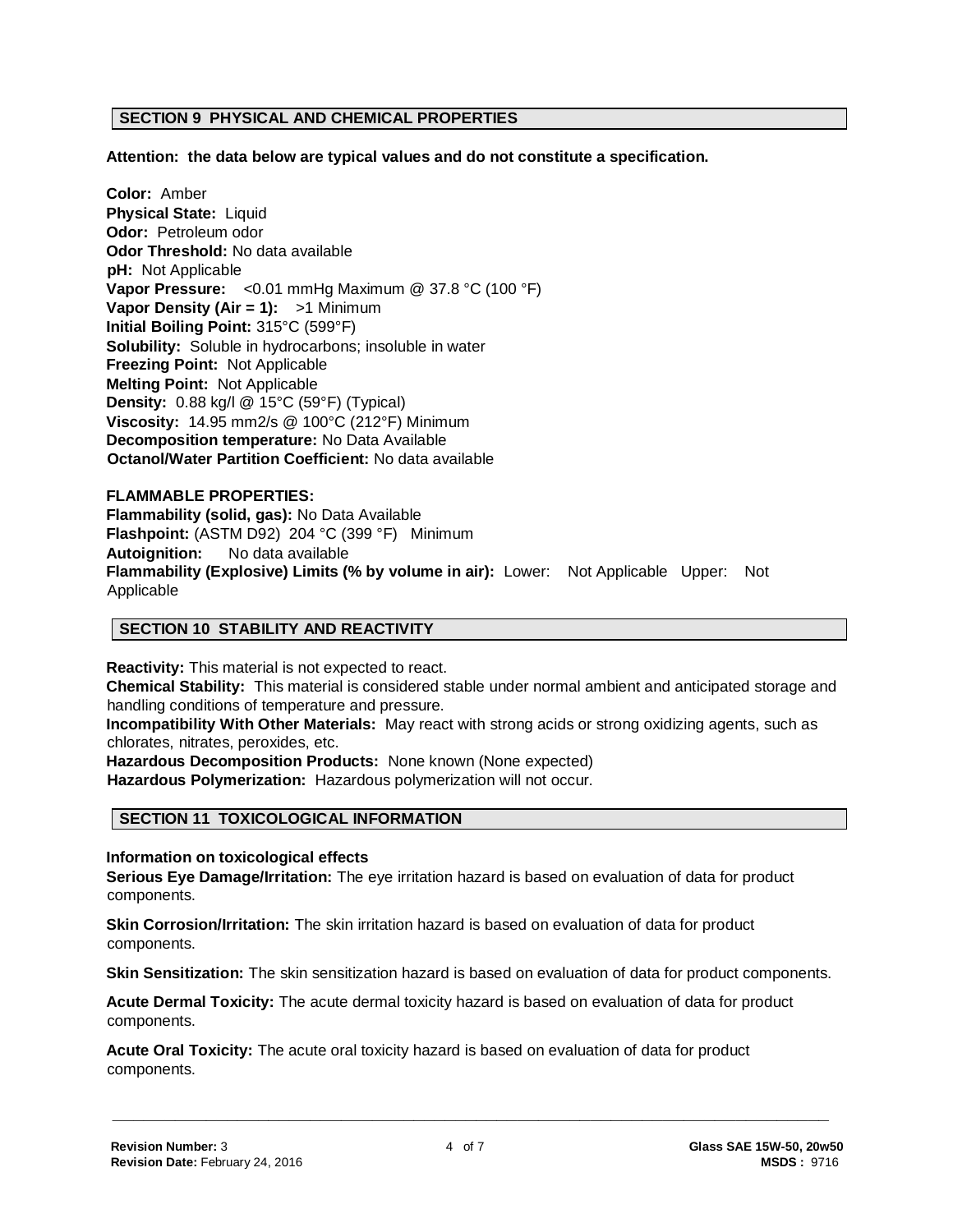## SECTION 9 PHYSICAL AND CHEMICAL PROPERTIES

**Attention: the data below are typical values and do not constitute a specification.**

**Color:** Amber
**Physical State:** Liquid
**Odor:** Petroleum odor
**Odor Threshold:** No data available
**pH:** Not Applicable
**Vapor Pressure:** <0.01 mmHg Maximum @ 37.8 °C (100 °F)
**Vapor Density (Air = 1):** >1 Minimum
**Initial Boiling Point:** 315°C (599°F)
**Solubility:** Soluble in hydrocarbons; insoluble in water
**Freezing Point:** Not Applicable
**Melting Point:** Not Applicable
**Density:** 0.88 kg/l @ 15°C (59°F) (Typical)
**Viscosity:** 14.95 mm2/s @ 100°C (212°F) Minimum
**Decomposition temperature:** No Data Available
**Octanol/Water Partition Coefficient:** No data available

**FLAMMABLE PROPERTIES:**
**Flammability (solid, gas):** No Data Available
**Flashpoint:** (ASTM D92) 204 °C (399 °F) Minimum
**Autoignition:** No data available
**Flammability (Explosive) Limits (% by volume in air):** Lower: Not Applicable Upper: Not Applicable

## SECTION 10 STABILITY AND REACTIVITY

**Reactivity:** This material is not expected to react.
**Chemical Stability:** This material is considered stable under normal ambient and anticipated storage and handling conditions of temperature and pressure.
**Incompatibility With Other Materials:** May react with strong acids or strong oxidizing agents, such as chlorates, nitrates, peroxides, etc.
**Hazardous Decomposition Products:** None known (None expected)
**Hazardous Polymerization:** Hazardous polymerization will not occur.

## SECTION 11 TOXICOLOGICAL INFORMATION

**Information on toxicological effects**
**Serious Eye Damage/Irritation:** The eye irritation hazard is based on evaluation of data for product components.

**Skin Corrosion/Irritation:** The skin irritation hazard is based on evaluation of data for product components.

**Skin Sensitization:** The skin sensitization hazard is based on evaluation of data for product components.

**Acute Dermal Toxicity:** The acute dermal toxicity hazard is based on evaluation of data for product components.

**Acute Oral Toxicity:** The acute oral toxicity hazard is based on evaluation of data for product components.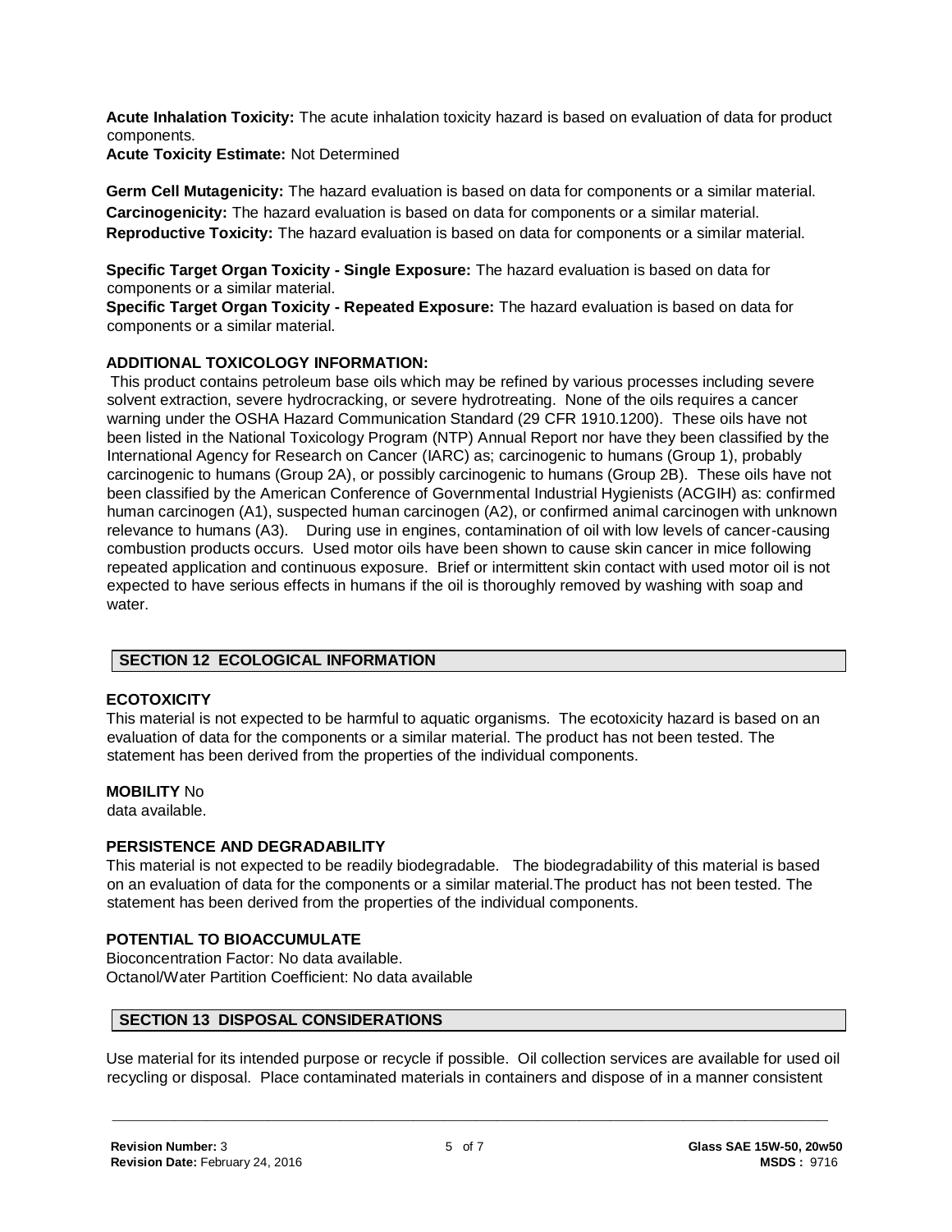**Acute Inhalation Toxicity:** The acute inhalation toxicity hazard is based on evaluation of data for product components.
**Acute Toxicity Estimate:** Not Determined

**Germ Cell Mutagenicity:** The hazard evaluation is based on data for components or a similar material.
**Carcinogenicity:** The hazard evaluation is based on data for components or a similar material.
**Reproductive Toxicity:** The hazard evaluation is based on data for components or a similar material.

**Specific Target Organ Toxicity - Single Exposure:** The hazard evaluation is based on data for components or a similar material.
**Specific Target Organ Toxicity - Repeated Exposure:** The hazard evaluation is based on data for components or a similar material.

**ADDITIONAL TOXICOLOGY INFORMATION:**

This product contains petroleum base oils which may be refined by various processes including severe solvent extraction, severe hydrocracking, or severe hydrotreating. None of the oils requires a cancer warning under the OSHA Hazard Communication Standard (29 CFR 1910.1200). These oils have not been listed in the National Toxicology Program (NTP) Annual Report nor have they been classified by the International Agency for Research on Cancer (IARC) as; carcinogenic to humans (Group 1), probably carcinogenic to humans (Group 2A), or possibly carcinogenic to humans (Group 2B). These oils have not been classified by the American Conference of Governmental Industrial Hygienists (ACGIH) as: confirmed human carcinogen (A1), suspected human carcinogen (A2), or confirmed animal carcinogen with unknown relevance to humans (A3). During use in engines, contamination of oil with low levels of cancer-causing combustion products occurs. Used motor oils have been shown to cause skin cancer in mice following repeated application and continuous exposure. Brief or intermittent skin contact with used motor oil is not expected to have serious effects in humans if the oil is thoroughly removed by washing with soap and water.

## SECTION 12 ECOLOGICAL INFORMATION

**ECOTOXICITY**

This material is not expected to be harmful to aquatic organisms. The ecotoxicity hazard is based on an evaluation of data for the components or a similar material. The product has not been tested. The statement has been derived from the properties of the individual components.

**MOBILITY** No data available.

**PERSISTENCE AND DEGRADABILITY**

This material is not expected to be readily biodegradable. The biodegradability of this material is based on an evaluation of data for the components or a similar material.The product has not been tested. The statement has been derived from the properties of the individual components.

**POTENTIAL TO BIOACCUMULATE**

Bioconcentration Factor: No data available.
Octanol/Water Partition Coefficient: No data available

## SECTION 13 DISPOSAL CONSIDERATIONS

Use material for its intended purpose or recycle if possible. Oil collection services are available for used oil recycling or disposal. Place contaminated materials in containers and dispose of in a manner consistent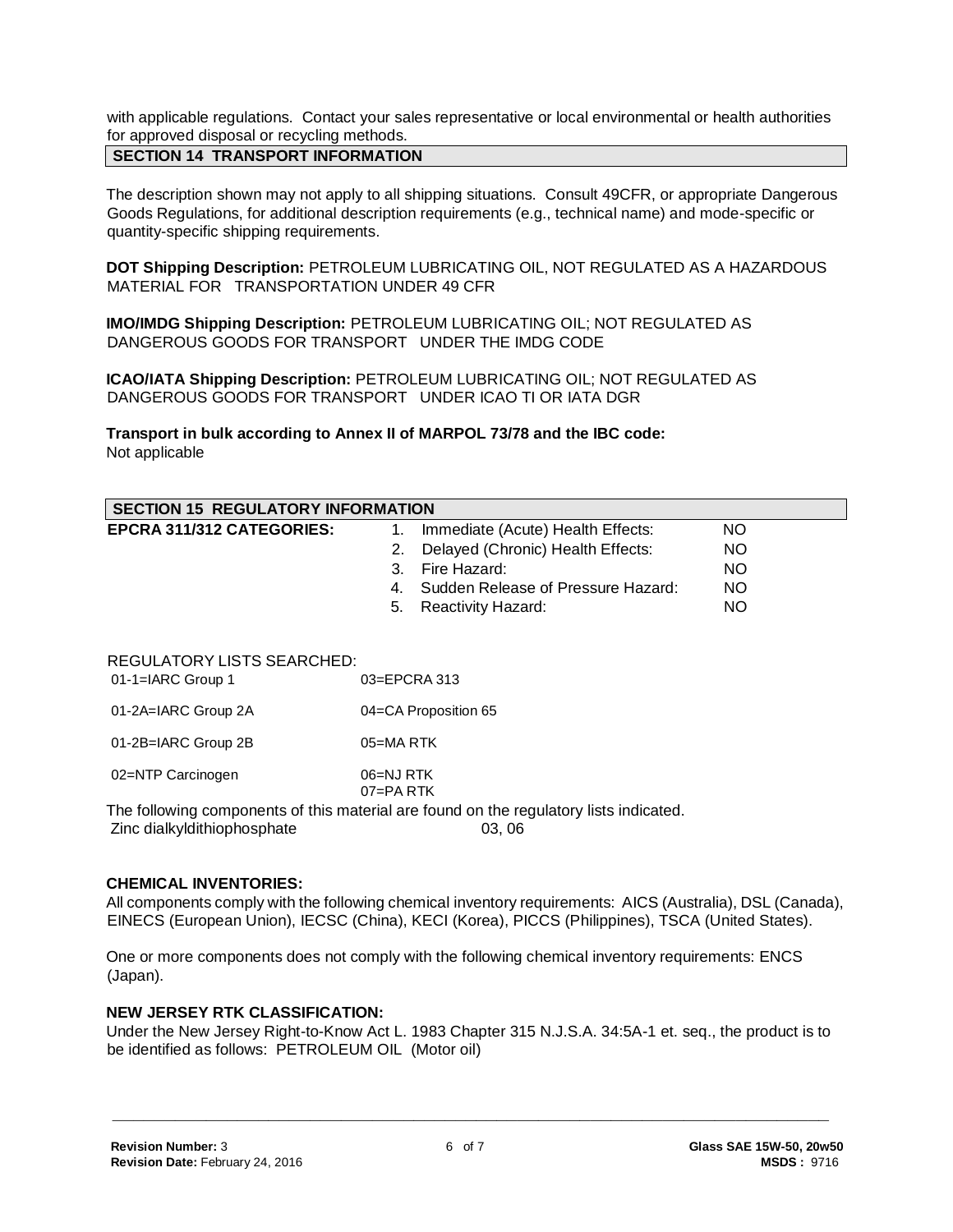with applicable regulations. Contact your sales representative or local environmental or health authorities for approved disposal or recycling methods.

## SECTION 14 TRANSPORT INFORMATION

The description shown may not apply to all shipping situations. Consult 49CFR, or appropriate Dangerous Goods Regulations, for additional description requirements (e.g., technical name) and mode-specific or quantity-specific shipping requirements.

**DOT Shipping Description:** PETROLEUM LUBRICATING OIL, NOT REGULATED AS A HAZARDOUS MATERIAL FOR TRANSPORTATION UNDER 49 CFR

**IMO/IMDG Shipping Description:** PETROLEUM LUBRICATING OIL; NOT REGULATED AS DANGEROUS GOODS FOR TRANSPORT UNDER THE IMDG CODE

**ICAO/IATA Shipping Description:** PETROLEUM LUBRICATING OIL; NOT REGULATED AS DANGEROUS GOODS FOR TRANSPORT UNDER ICAO TI OR IATA DGR

**Transport in bulk according to Annex II of MARPOL 73/78 and the IBC code:**
Not applicable

## SECTION 15 REGULATORY INFORMATION

**EPCRA 311/312 CATEGORIES:**

1. Immediate (Acute) Health Effects: NO
2. Delayed (Chronic) Health Effects: NO
3. Fire Hazard: NO
4. Sudden Release of Pressure Hazard: NO
5. Reactivity Hazard: NO

REGULATORY LISTS SEARCHED:

| | |
|---|---|
| 01-1=IARC Group 1 | 03=EPCRA 313 |
| 01-2A=IARC Group 2A | 04=CA Proposition 65 |
| 01-2B=IARC Group 2B | 05=MA RTK |
| 02=NTP Carcinogen | 06=NJ RTK |
| | 07=PA RTK |

The following components of this material are found on the regulatory lists indicated.

| | |
|---|---|
| Zinc dialkyldithiophosphate | 03, 06 |

**CHEMICAL INVENTORIES:**

All components comply with the following chemical inventory requirements: AICS (Australia), DSL (Canada), EINECS (European Union), IECSC (China), KECI (Korea), PICCS (Philippines), TSCA (United States).

One or more components does not comply with the following chemical inventory requirements: ENCS (Japan).

**NEW JERSEY RTK CLASSIFICATION:**

Under the New Jersey Right-to-Know Act L. 1983 Chapter 315 N.J.S.A. 34:5A-1 et. seq., the product is to be identified as follows: PETROLEUM OIL (Motor oil)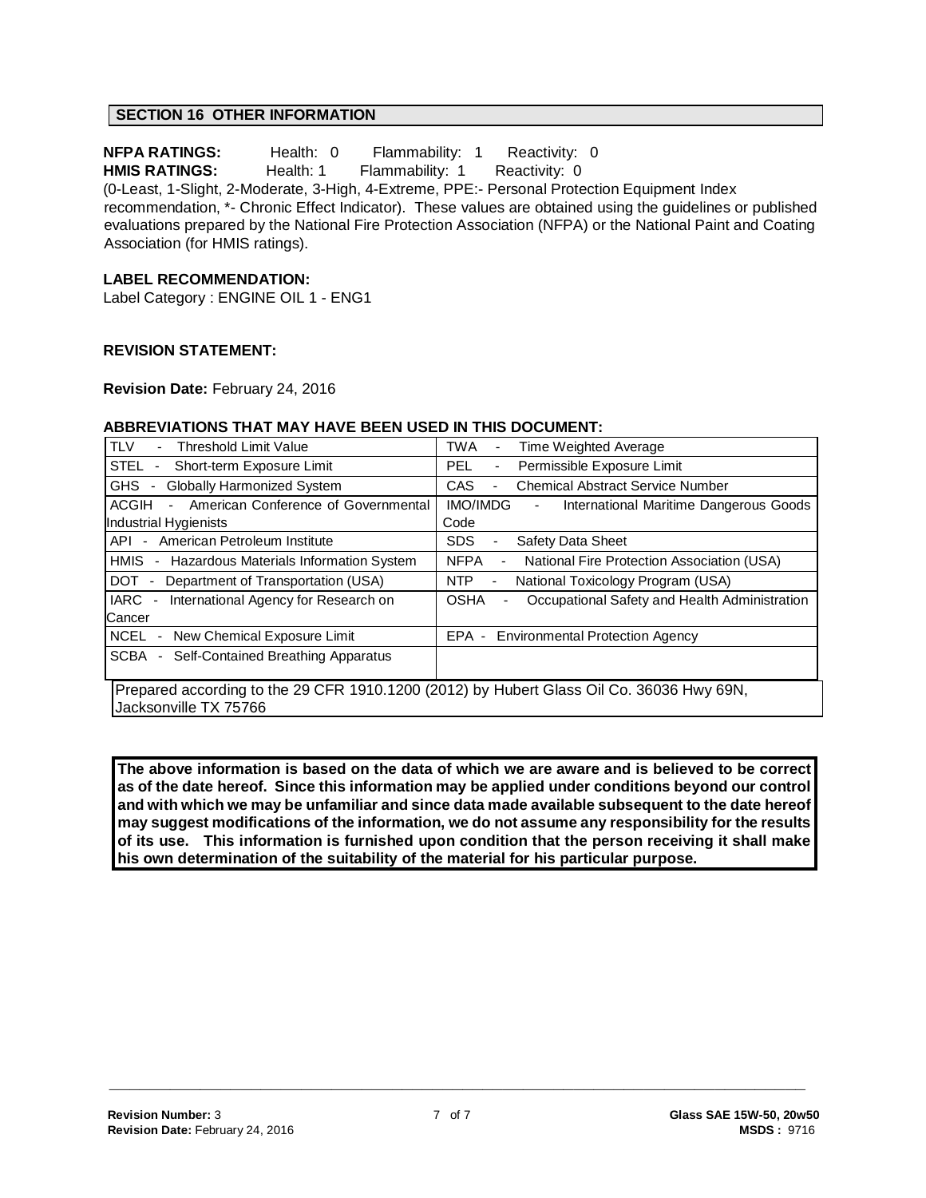## SECTION 16 OTHER INFORMATION

**NFPA RATINGS:** Health: 0 Flammability: 1 Reactivity: 0
**HMIS RATINGS:** Health: 1 Flammability: 1 Reactivity: 0
(0-Least, 1-Slight, 2-Moderate, 3-High, 4-Extreme, PPE:- Personal Protection Equipment Index recommendation, *- Chronic Effect Indicator). These values are obtained using the guidelines or published evaluations prepared by the National Fire Protection Association (NFPA) or the National Paint and Coating Association (for HMIS ratings).

**LABEL RECOMMENDATION:**
Label Category : ENGINE OIL 1 - ENG1

**REVISION STATEMENT:**

**Revision Date:** February 24, 2016

**ABBREVIATIONS THAT MAY HAVE BEEN USED IN THIS DOCUMENT:**

| | |
|---|---|
| TLV - Threshold Limit Value | TWA - Time Weighted Average |
| STEL - Short-term Exposure Limit | PEL - Permissible Exposure Limit |
| GHS - Globally Harmonized System | CAS - Chemical Abstract Service Number |
| ACGIH - American Conference of Governmental Industrial Hygienists | IMO/IMDG - International Maritime Dangerous Goods Code |
| API - American Petroleum Institute | SDS - Safety Data Sheet |
| HMIS - Hazardous Materials Information System | NFPA - National Fire Protection Association (USA) |
| DOT - Department of Transportation (USA) | NTP - National Toxicology Program (USA) |
| IARC - International Agency for Research on Cancer | OSHA - Occupational Safety and Health Administration |
| NCEL - New Chemical Exposure Limit | EPA - Environmental Protection Agency |
| SCBA - Self-Contained Breathing Apparatus | |

Prepared according to the 29 CFR 1910.1200 (2012) by Hubert Glass Oil Co. 36036 Hwy 69N, Jacksonville TX 75766

**The above information is based on the data of which we are aware and is believed to be correct as of the date hereof. Since this information may be applied under conditions beyond our control and with which we may be unfamiliar and since data made available subsequent to the date hereof may suggest modifications of the information, we do not assume any responsibility for the results of its use. This information is furnished upon condition that the person receiving it shall make his own determination of the suitability of the material for his particular purpose.**